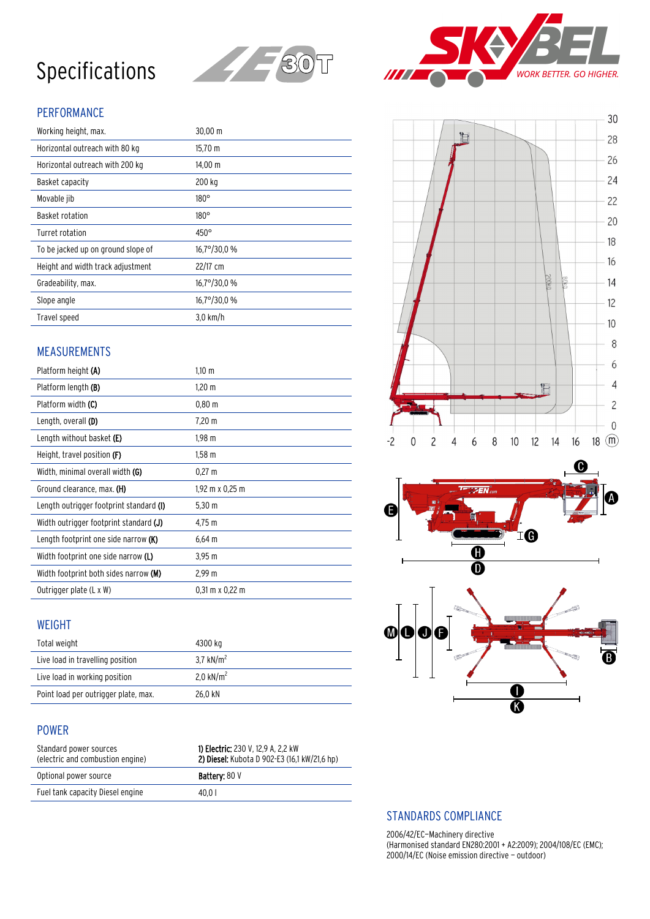# Specifications

LE 30T

SKYBEL WORK BETTER. GO HIGHER.

## PERFORMANCE

| | |
|---|---|
| Working height, max. | 30,00 m |
| Horizontal outreach with 80 kg | 15,70 m |
| Horizontal outreach with 200 kg | 14,00 m |
| Basket capacity | 200 kg |
| Movable jib | 180° |
| Basket rotation | 180° |
| Turret rotation | 450° |
| To be jacked up on ground slope of | 16,7°/30,0 % |
| Height and width track adjustment | 22/17 cm |
| Gradeability, max. | 16,7°/30,0 % |
| Slope angle | 16,7°/30,0 % |
| Travel speed | 3,0 km/h |

## MEASUREMENTS

| | |
|---|---|
| Platform height **(A)** | 1,10 m |
| Platform length **(B)** | 1,20 m |
| Platform width **(C)** | 0,80 m |
| Length, overall **(D)** | 7,20 m |
| Length without basket **(E)** | 1,98 m |
| Height, travel position **(F)** | 1,58 m |
| Width, minimal overall width **(G)** | 0,27 m |
| Ground clearance, max. **(H)** | 1,92 m x 0,25 m |
| Length outrigger footprint standard **(I)** | 5,30 m |
| Width outrigger footprint standard **(J)** | 4,75 m |
| Length footprint one side narrow **(K)** | 6,64 m |
| Width footprint one side narrow **(L)** | 3,95 m |
| Width footprint both sides narrow **(M)** | 2,99 m |
| Outrigger plate (L x W) | 0,31 m x 0,22 m |

## WEIGHT

| | |
|---|---|
| Total weight | 4300 kg |
| Live load in travelling position | 3,7 $kN/m^2$ |
| Live load in working position | 2,0 $kN/m^2$ |
| Point load per outrigger plate, max. | 26,0 kN |

## POWER

| | |
|---|---|
| Standard power sources (electric and combustion engine) | **1) Electric:** 230 V, 12,9 A, 2,2 kW **2) Diesel:** Kubota D 902-E3 (16,1 kW/21,6 hp) |
| Optional power source | **Battery:** 80 V |
| Fuel tank capacity Diesel engine | 40,0 l |

## STANDARDS COMPLIANCE

2006/42/EC–Machinery directive
(Harmonised standard EN280:2001 + A2:2009); 2004/108/EC (EMC);
2000/14/EC (Noise emission directive – outdoor)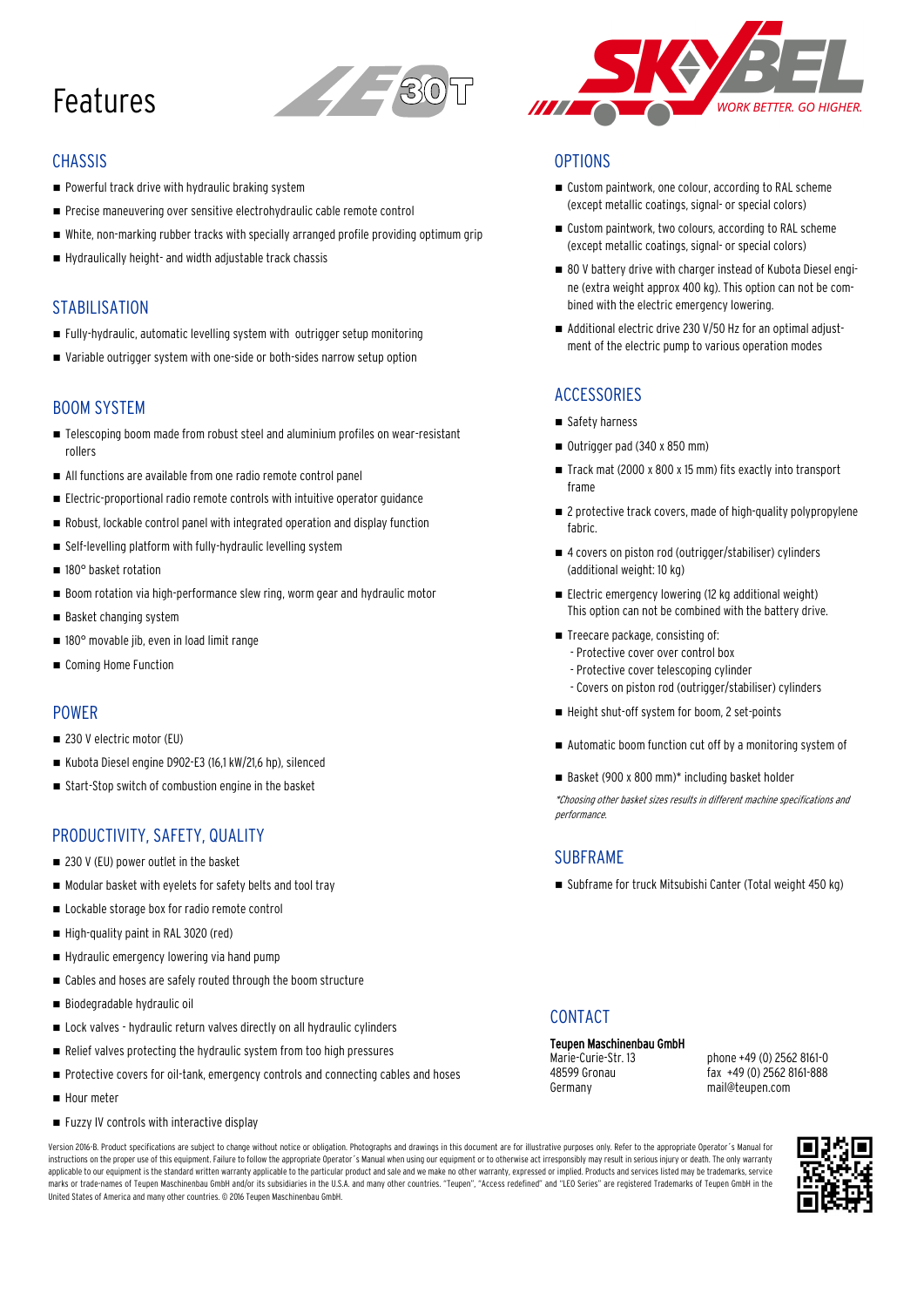# Features

LEO30T

SKYBEL WORK BETTER. GO HIGHER.

## CHASSIS

- Powerful track drive with hydraulic braking system
- Precise maneuvering over sensitive electrohydraulic cable remote control
- White, non-marking rubber tracks with specially arranged profile providing optimum grip
- Hydraulically height- and width adjustable track chassis

## STABILISATION

- Fully-hydraulic, automatic levelling system with outrigger setup monitoring
- Variable outrigger system with one-side or both-sides narrow setup option

## BOOM SYSTEM

- Telescoping boom made from robust steel and aluminium profiles on wear-resistant rollers
- All functions are available from one radio remote control panel
- Electric-proportional radio remote controls with intuitive operator guidance
- Robust, lockable control panel with integrated operation and display function
- Self-levelling platform with fully-hydraulic levelling system
- 180° basket rotation
- Boom rotation via high-performance slew ring, worm gear and hydraulic motor
- Basket changing system
- 180° movable jib, even in load limit range
- Coming Home Function

## POWER

- 230 V electric motor (EU)
- Kubota Diesel engine D902-E3 (16,1 kW/21,6 hp), silenced
- Start-Stop switch of combustion engine in the basket

## PRODUCTIVITY, SAFETY, QUALITY

- 230 V (EU) power outlet in the basket
- Modular basket with eyelets for safety belts and tool tray
- Lockable storage box for radio remote control
- High-quality paint in RAL 3020 (red)
- Hydraulic emergency lowering via hand pump
- Cables and hoses are safely routed through the boom structure
- Biodegradable hydraulic oil
- Lock valves - hydraulic return valves directly on all hydraulic cylinders
- Relief valves protecting the hydraulic system from too high pressures
- Protective covers for oil-tank, emergency controls and connecting cables and hoses
- Hour meter
- Fuzzy IV controls with interactive display

## OPTIONS

- Custom paintwork, one colour, according to RAL scheme (except metallic coatings, signal- or special colors)
- Custom paintwork, two colours, according to RAL scheme (except metallic coatings, signal- or special colors)
- 80 V battery drive with charger instead of Kubota Diesel engine (extra weight approx 400 kg). This option can not be combined with the electric emergency lowering.
- Additional electric drive 230 V/50 Hz for an optimal adjustment of the electric pump to various operation modes

## ACCESSORIES

- Safety harness
- Outrigger pad (340 x 850 mm)
- Track mat (2000 x 800 x 15 mm) fits exactly into transport frame
- 2 protective track covers, made of high-quality polypropylene fabric.
- 4 covers on piston rod (outrigger/stabiliser) cylinders (additional weight: 10 kg)
- Electric emergency lowering (12 kg additional weight) This option can not be combined with the battery drive.
- Treecare package, consisting of:
  - Protective cover over control box
  - Protective cover telescoping cylinder
  - Covers on piston rod (outrigger/stabiliser) cylinders
- Height shut-off system for boom, 2 set-points
- Automatic boom function cut off by a monitoring system of
- Basket (900 x 800 mm)* including basket holder

*\*Choosing other basket sizes results in different machine specifications and performance.*

## SUBFRAME

- Subframe for truck Mitsubishi Canter (Total weight 450 kg)

## CONTACT

**Teupen Maschinenbau GmbH**
Marie-Curie-Str. 13
48599 Gronau
Germany

phone +49 (0) 2562 8161-0
fax +49 (0) 2562 8161-888
mail@teupen.com

Version 2016-B. Product specifications are subject to change without notice or obligation. Photographs and drawings in this document are for illustrative purposes only. Refer to the appropriate Operator´s Manual for instructions on the proper use of this equipment. Failure to follow the appropriate Operator´s Manual when using our equipment or to otherwise act irresponsibly may result in serious injury or death. The only warranty applicable to our equipment is the standard written warranty applicable to the particular product and sale and we make no other warranty, expressed or implied. Products and services listed may be trademarks, service marks or trade-names of Teupen Maschinenbau GmbH and/or its subsidiaries in the U.S.A. and many other countries. "Teupen", "Access redefined" and "LEO Series" are registered Trademarks of Teupen GmbH in the United States of America and many other countries. © 2016 Teupen Maschinenbau GmbH.